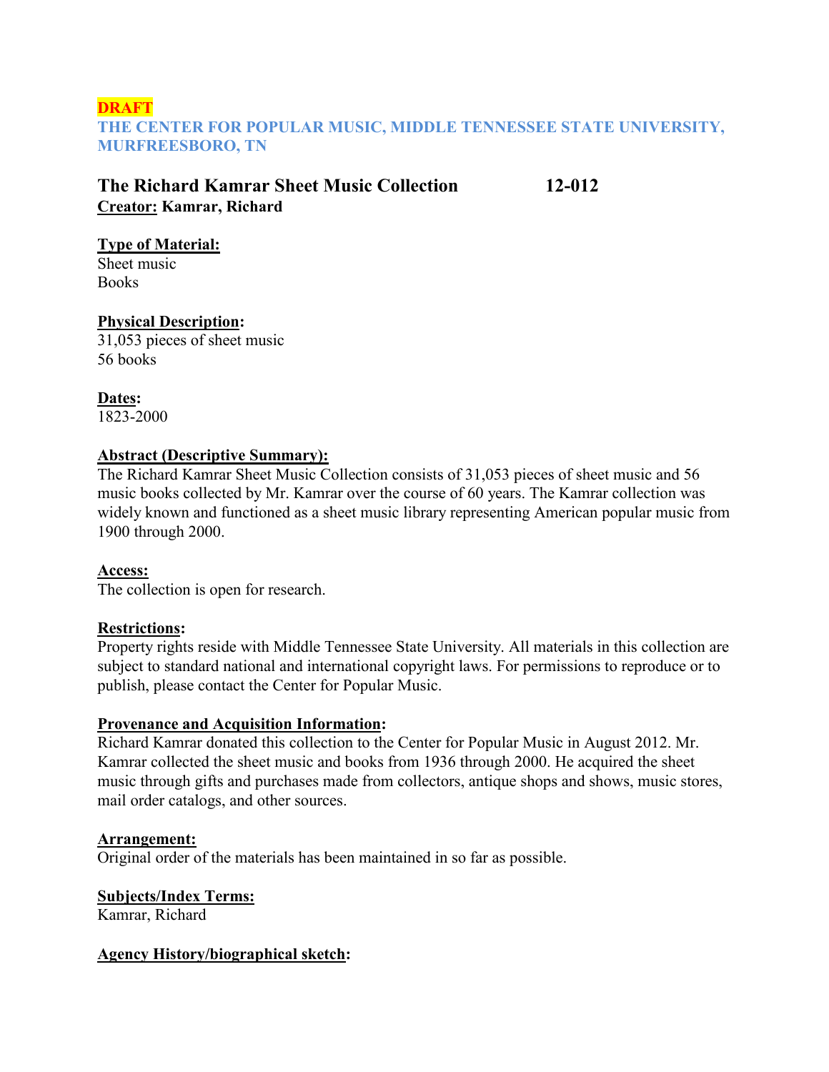**DRAFT**

**THE CENTER FOR POPULAR MUSIC, MIDDLE TENNESSEE STATE UNIVERSITY, MURFREESBORO, TN**

## The Richard Kamrar Sheet Music Collection 12-012

**Creator:** **Kamrar, Richard**

**Type of Material:**

Sheet music
Books

**Physical Description:**

31,053 pieces of sheet music
56 books

**Dates:**

1823-2000

**Abstract (Descriptive Summary):**

The Richard Kamrar Sheet Music Collection consists of 31,053 pieces of sheet music and 56 music books collected by Mr. Kamrar over the course of 60 years. The Kamrar collection was widely known and functioned as a sheet music library representing American popular music from 1900 through 2000.

**Access:**

The collection is open for research.

**Restrictions:**

Property rights reside with Middle Tennessee State University. All materials in this collection are subject to standard national and international copyright laws. For permissions to reproduce or to publish, please contact the Center for Popular Music.

**Provenance and Acquisition Information:**

Richard Kamrar donated this collection to the Center for Popular Music in August 2012. Mr. Kamrar collected the sheet music and books from 1936 through 2000. He acquired the sheet music through gifts and purchases made from collectors, antique shops and shows, music stores, mail order catalogs, and other sources.

**Arrangement:**

Original order of the materials has been maintained in so far as possible.

**Subjects/Index Terms:**

Kamrar, Richard

**Agency History/biographical sketch:**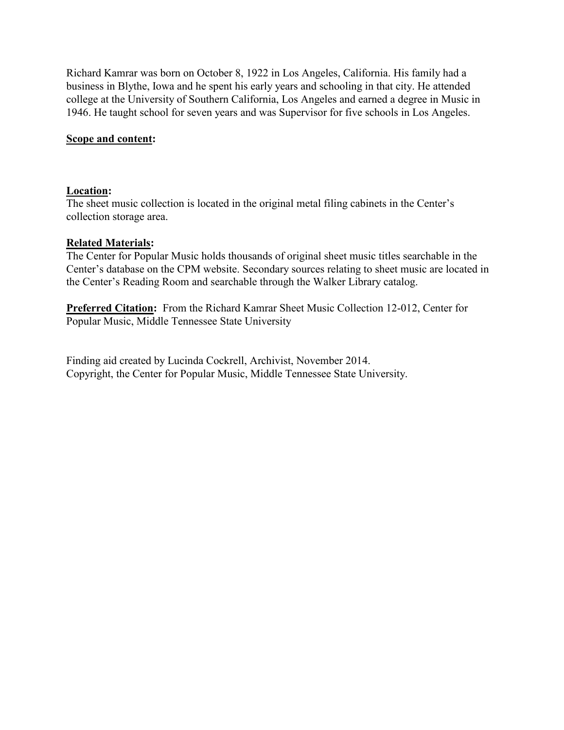Richard Kamrar was born on October 8, 1922 in Los Angeles, California. His family had a business in Blythe, Iowa and he spent his early years and schooling in that city. He attended college at the University of Southern California, Los Angeles and earned a degree in Music in 1946. He taught school for seven years and was Supervisor for five schools in Los Angeles.

**Scope and content:**

**Location:**
The sheet music collection is located in the original metal filing cabinets in the Center's collection storage area.

**Related Materials:**
The Center for Popular Music holds thousands of original sheet music titles searchable in the Center's database on the CPM website. Secondary sources relating to sheet music are located in the Center's Reading Room and searchable through the Walker Library catalog.

**Preferred Citation:** From the Richard Kamrar Sheet Music Collection 12-012, Center for Popular Music, Middle Tennessee State University

Finding aid created by Lucinda Cockrell, Archivist, November 2014.
Copyright, the Center for Popular Music, Middle Tennessee State University.